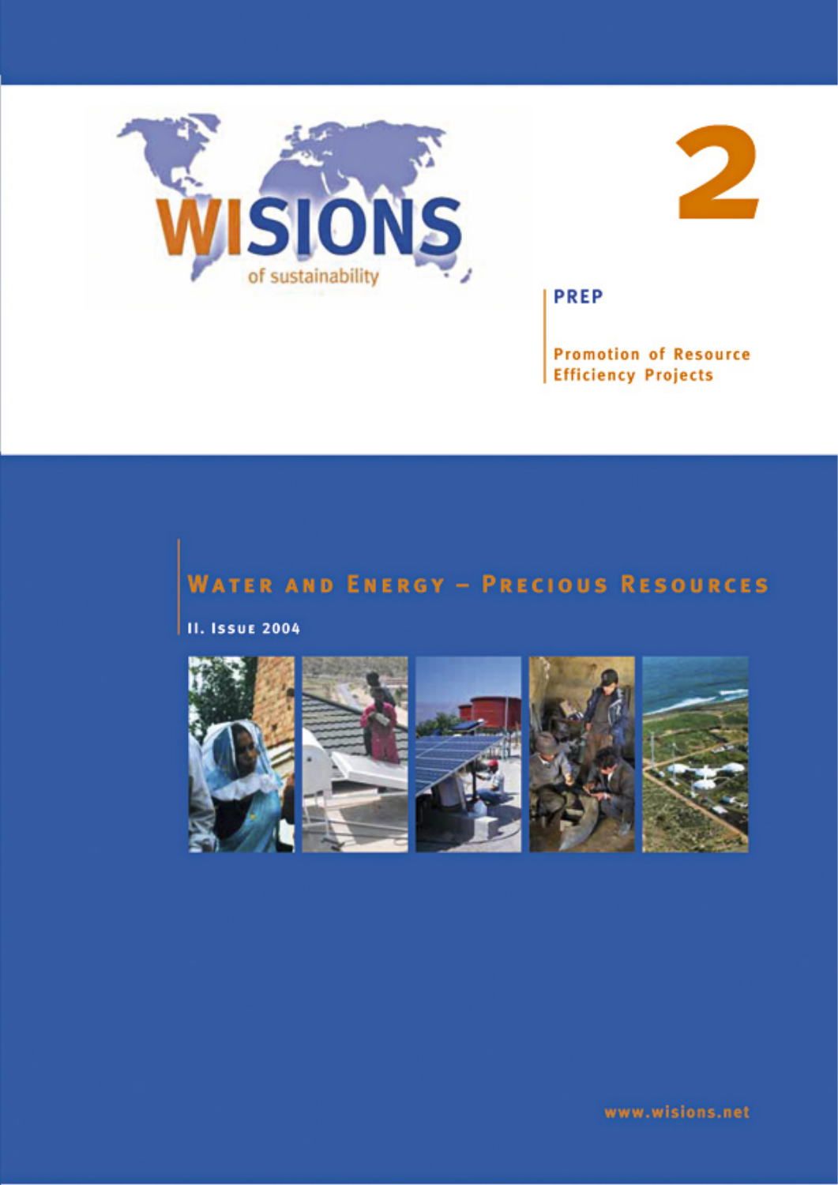# WISIONS

of sustainability

2

**PREP**

**Promotion of Resource Efficiency Projects**

## Water and Energy – Precious Resources

**II. Issue 2004**

www.wisions.net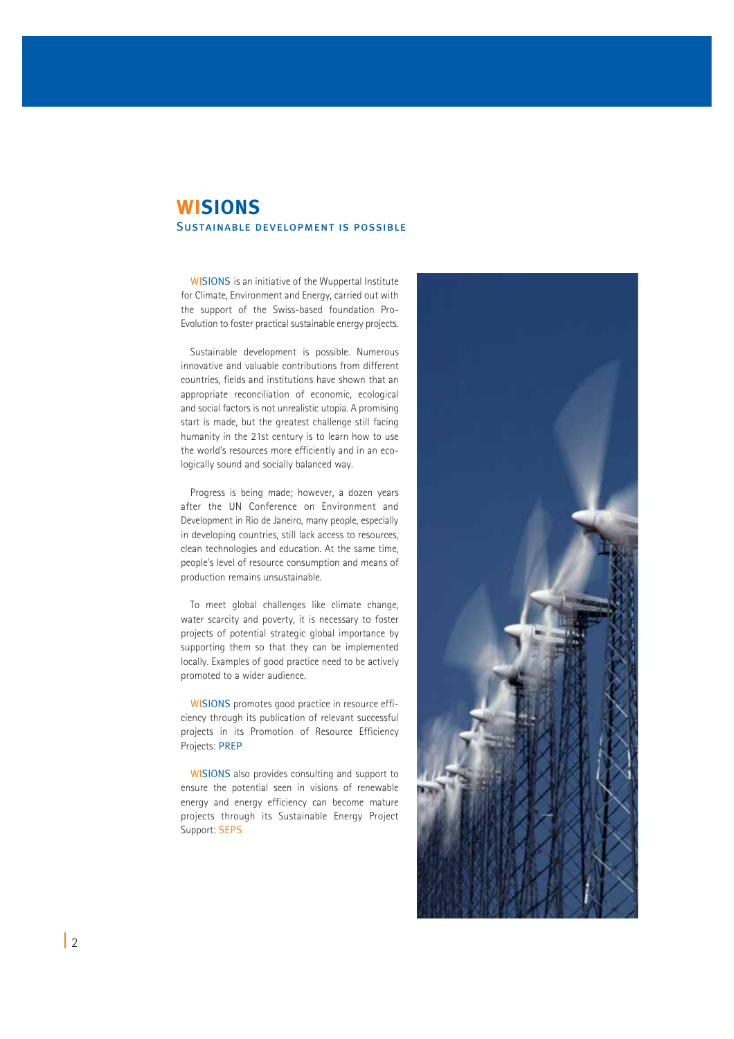# WISIONS

## Sustainable development is possible

WISIONS is an initiative of the Wuppertal Institute for Climate, Environment and Energy, carried out with the support of the Swiss-based foundation Pro-Evolution to foster practical sustainable energy projects.

Sustainable development is possible. Numerous innovative and valuable contributions from different countries, fields and institutions have shown that an appropriate reconciliation of economic, ecological and social factors is not unrealistic utopia. A promising start is made, but the greatest challenge still facing humanity in the 21st century is to learn how to use the world's resources more efficiently and in an ecologically sound and socially balanced way.

Progress is being made; however, a dozen years after the UN Conference on Environment and Development in Rio de Janeiro, many people, especially in developing countries, still lack access to resources, clean technologies and education. At the same time, people's level of resource consumption and means of production remains unsustainable.

To meet global challenges like climate change, water scarcity and poverty, it is necessary to foster projects of potential strategic global importance by supporting them so that they can be implemented locally. Examples of good practice need to be actively promoted to a wider audience.

WISIONS promotes good practice in resource efficiency through its publication of relevant successful projects in its Promotion of Resource Efficiency Projects: PREP

WISIONS also provides consulting and support to ensure the potential seen in visions of renewable energy and energy efficiency can become mature projects through its Sustainable Energy Project Support: SEPS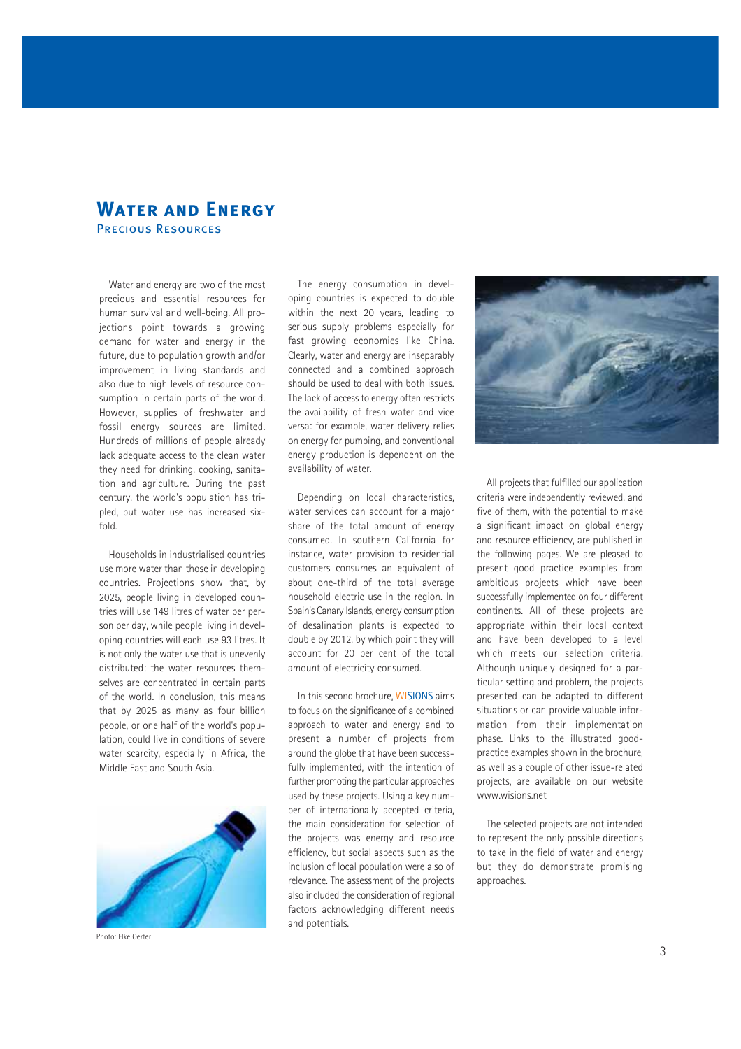# Water and Energy

## Precious Resources

Water and energy are two of the most precious and essential resources for human survival and well-being. All projections point towards a growing demand for water and energy in the future, due to population growth and/or improvement in living standards and also due to high levels of resource consumption in certain parts of the world. However, supplies of freshwater and fossil energy sources are limited. Hundreds of millions of people already lack adequate access to the clean water they need for drinking, cooking, sanitation and agriculture. During the past century, the world's population has tripled, but water use has increased sixfold.

Households in industrialised countries use more water than those in developing countries. Projections show that, by 2025, people living in developed countries will use 149 litres of water per person per day, while people living in developing countries will each use 93 litres. It is not only the water use that is unevenly distributed; the water resources themselves are concentrated in certain parts of the world. In conclusion, this means that by 2025 as many as four billion people, or one half of the world's population, could live in conditions of severe water scarcity, especially in Africa, the Middle East and South Asia.

Photo: Elke Oerter

The energy consumption in developing countries is expected to double within the next 20 years, leading to serious supply problems especially for fast growing economies like China. Clearly, water and energy are inseparably connected and a combined approach should be used to deal with both issues. The lack of access to energy often restricts the availability of fresh water and vice versa: for example, water delivery relies on energy for pumping, and conventional energy production is dependent on the availability of water.

Depending on local characteristics, water services can account for a major share of the total amount of energy consumed. In southern California for instance, water provision to residential customers consumes an equivalent of about one-third of the total average household electric use in the region. In Spain's Canary Islands, energy consumption of desalination plants is expected to double by 2012, by which point they will account for 20 per cent of the total amount of electricity consumed.

In this second brochure, WISIONS aims to focus on the significance of a combined approach to water and energy and to present a number of projects from around the globe that have been successfully implemented, with the intention of further promoting the particular approaches used by these projects. Using a key number of internationally accepted criteria, the main consideration for selection of the projects was energy and resource efficiency, but social aspects such as the inclusion of local population were also of relevance. The assessment of the projects also included the consideration of regional factors acknowledging different needs and potentials.

All projects that fulfilled our application criteria were independently reviewed, and five of them, with the potential to make a significant impact on global energy and resource efficiency, are published in the following pages. We are pleased to present good practice examples from ambitious projects which have been successfully implemented on four different continents. All of these projects are appropriate within their local context and have been developed to a level which meets our selection criteria. Although uniquely designed for a particular setting and problem, the projects presented can be adapted to different situations or can provide valuable information from their implementation phase. Links to the illustrated good-practice examples shown in the brochure, as well as a couple of other issue-related projects, are available on our website www.wisions.net

The selected projects are not intended to represent the only possible directions to take in the field of water and energy but they do demonstrate promising approaches.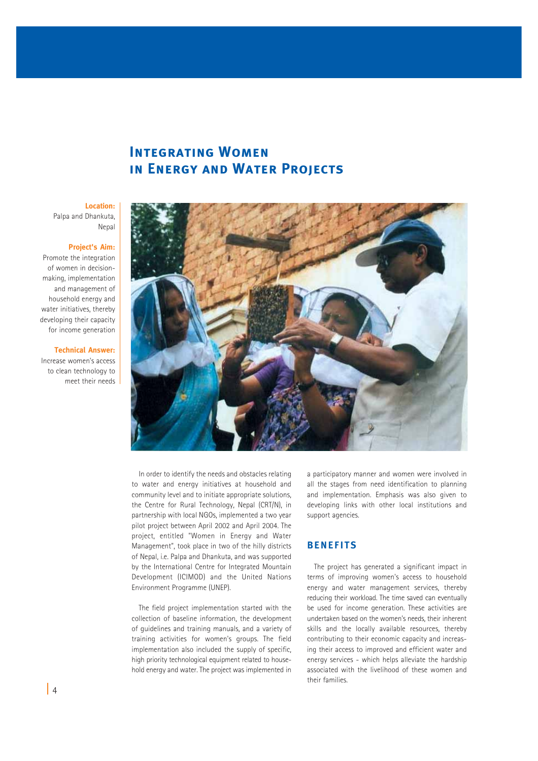# Integrating Women in Energy and Water Projects

**Location:**
Palpa and Dhankuta, Nepal

**Project's Aim:**
Promote the integration of women in decision-making, implementation and management of household energy and water initiatives, thereby developing their capacity for income generation

**Technical Answer:**
Increase women's access to clean technology to meet their needs

In order to identify the needs and obstacles relating to water and energy initiatives at household and community level and to initiate appropriate solutions, the Centre for Rural Technology, Nepal (CRT/N), in partnership with local NGOs, implemented a two year pilot project between April 2002 and April 2004. The project, entitled "Women in Energy and Water Management", took place in two of the hilly districts of Nepal, i.e. Palpa and Dhankuta, and was supported by the International Centre for Integrated Mountain Development (ICIMOD) and the United Nations Environment Programme (UNEP).

The field project implementation started with the collection of baseline information, the development of guidelines and training manuals, and a variety of training activities for women's groups. The field implementation also included the supply of specific, high priority technological equipment related to household energy and water. The project was implemented in a participatory manner and women were involved in all the stages from need identification to planning and implementation. Emphasis was also given to developing links with other local institutions and support agencies.

## Benefits

The project has generated a significant impact in terms of improving women's access to household energy and water management services, thereby reducing their workload. The time saved can eventually be used for income generation. These activities are undertaken based on the women's needs, their inherent skills and the locally available resources, thereby contributing to their economic capacity and increasing their access to improved and efficient water and energy services - which helps alleviate the hardship associated with the livelihood of these women and their families.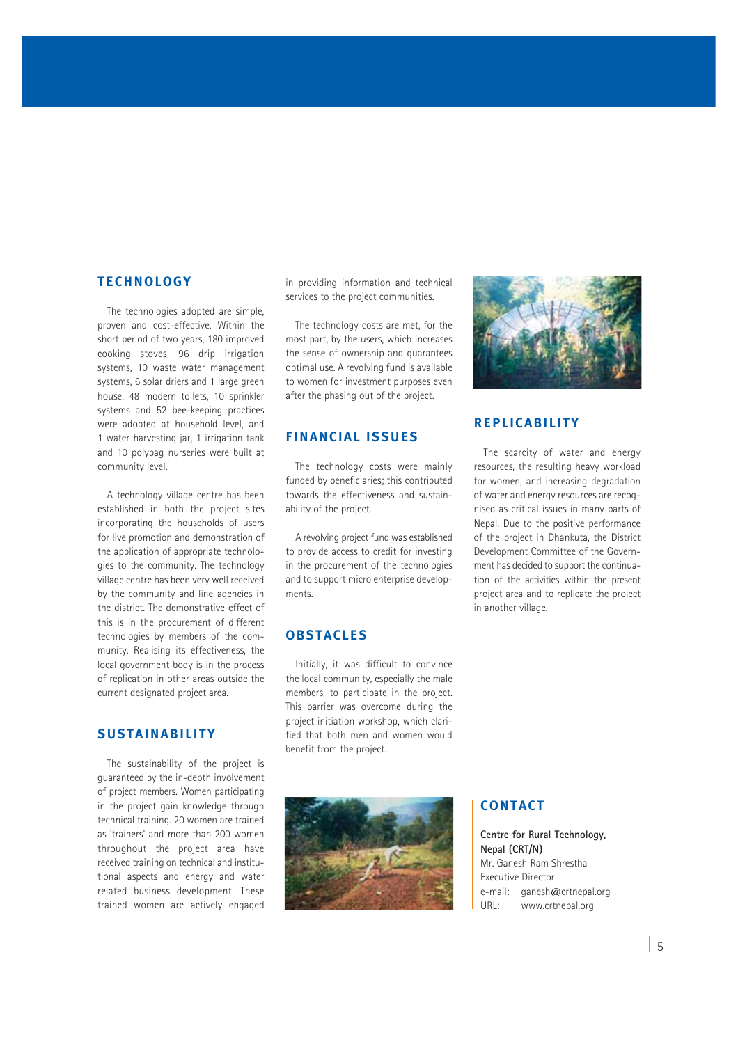## TECHNOLOGY

The technologies adopted are simple, proven and cost-effective. Within the short period of two years, 180 improved cooking stoves, 96 drip irrigation systems, 10 waste water management systems, 6 solar driers and 1 large green house, 48 modern toilets, 10 sprinkler systems and 52 bee-keeping practices were adopted at household level, and 1 water harvesting jar, 1 irrigation tank and 10 polybag nurseries were built at community level.

A technology village centre has been established in both the project sites incorporating the households of users for live promotion and demonstration of the application of appropriate technologies to the community. The technology village centre has been very well received by the community and line agencies in the district. The demonstrative effect of this is in the procurement of different technologies by members of the community. Realising its effectiveness, the local government body is in the process of replication in other areas outside the current designated project area.

## SUSTAINABILITY

The sustainability of the project is guaranteed by the in-depth involvement of project members. Women participating in the project gain knowledge through technical training. 20 women are trained as 'trainers' and more than 200 women throughout the project area have received training on technical and institutional aspects and energy and water related business development. These trained women are actively engaged in providing information and technical services to the project communities.

The technology costs are met, for the most part, by the users, which increases the sense of ownership and guarantees optimal use. A revolving fund is available to women for investment purposes even after the phasing out of the project.

## FINANCIAL ISSUES

The technology costs were mainly funded by beneficiaries; this contributed towards the effectiveness and sustainability of the project.

A revolving project fund was established to provide access to credit for investing in the procurement of the technologies and to support micro enterprise developments.

## OBSTACLES

Initially, it was difficult to convince the local community, especially the male members, to participate in the project. This barrier was overcome during the project initiation workshop, which clarified that both men and women would benefit from the project.

## REPLICABILITY

The scarcity of water and energy resources, the resulting heavy workload for women, and increasing degradation of water and energy resources are recognised as critical issues in many parts of Nepal. Due to the positive performance of the project in Dhankuta, the District Development Committee of the Government has decided to support the continuation of the activities within the present project area and to replicate the project in another village.

## CONTACT

**Centre for Rural Technology, Nepal (CRT/N)**
Mr. Ganesh Ram Shrestha
Executive Director
e-mail: ganesh@crtnepal.org
URL: www.crtnepal.org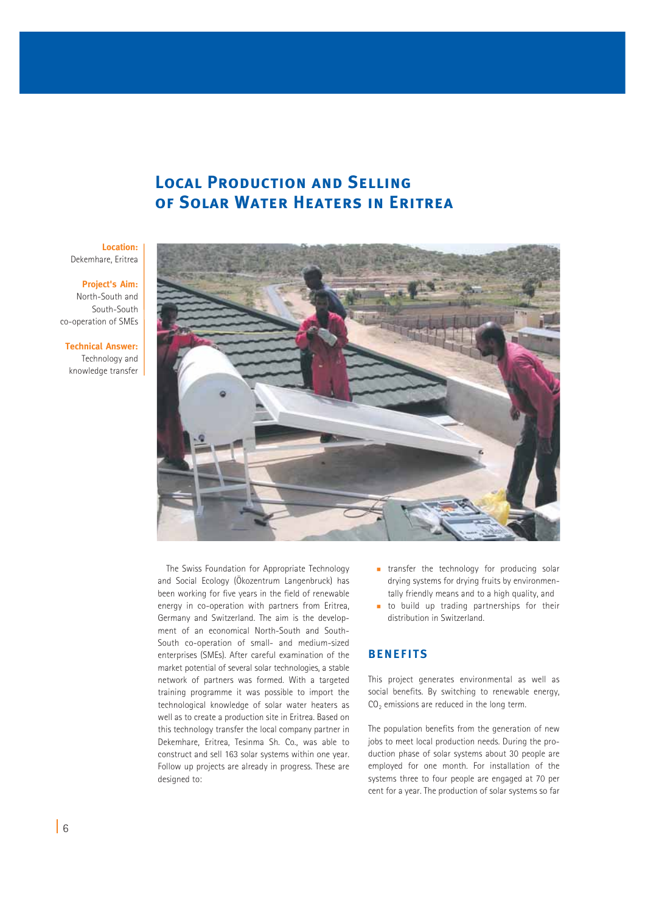# Local Production and Selling of Solar Water Heaters in Eritrea

**Location:**
Dekemhare, Eritrea

**Project's Aim:**
North-South and South-South co-operation of SMEs

**Technical Answer:**
Technology and knowledge transfer

The Swiss Foundation for Appropriate Technology and Social Ecology (Ökozentrum Langenbruck) has been working for five years in the field of renewable energy in co-operation with partners from Eritrea, Germany and Switzerland. The aim is the development of an economical North-South and South-South co-operation of small- and medium-sized enterprises (SMEs). After careful examination of the market potential of several solar technologies, a stable network of partners was formed. With a targeted training programme it was possible to import the technological knowledge of solar water heaters as well as to create a production site in Eritrea. Based on this technology transfer the local company partner in Dekemhare, Eritrea, Tesinma Sh. Co., was able to construct and sell 163 solar systems within one year. Follow up projects are already in progress. These are designed to:

- transfer the technology for producing solar drying systems for drying fruits by environmentally friendly means and to a high quality, and
- to build up trading partnerships for their distribution in Switzerland.

## Benefits

This project generates environmental as well as social benefits. By switching to renewable energy, $CO_2$ emissions are reduced in the long term.

The population benefits from the generation of new jobs to meet local production needs. During the production phase of solar systems about 30 people are employed for one month. For installation of the systems three to four people are engaged at 70 per cent for a year. The production of solar systems so far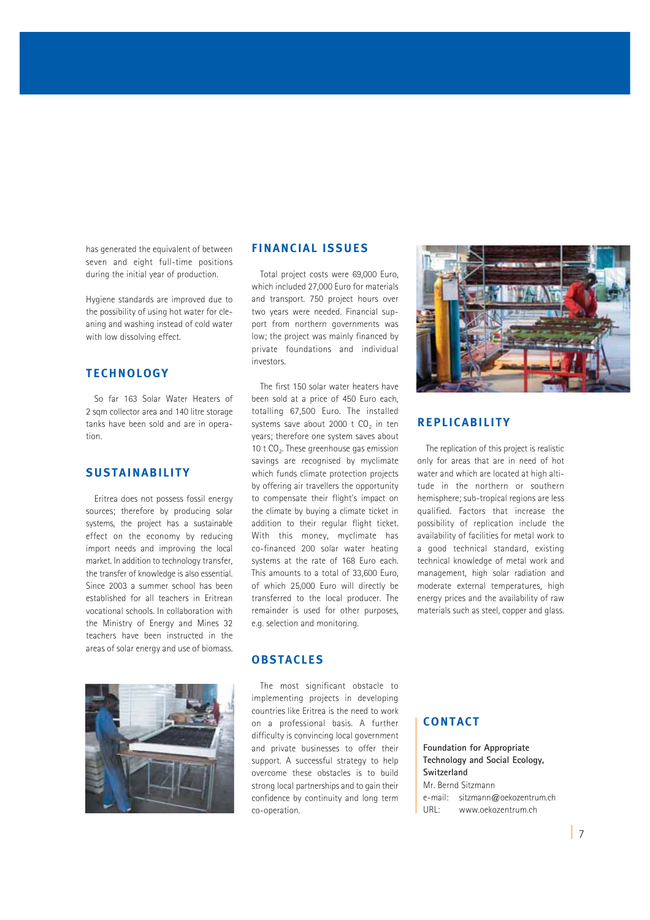has generated the equivalent of between seven and eight full-time positions during the initial year of production.

Hygiene standards are improved due to the possibility of using hot water for cleaning and washing instead of cold water with low dissolving effect.

## TECHNOLOGY

So far 163 Solar Water Heaters of 2 sqm collector area and 140 litre storage tanks have been sold and are in operation.

## SUSTAINABILITY

Eritrea does not possess fossil energy sources; therefore by producing solar systems, the project has a sustainable effect on the economy by reducing import needs and improving the local market. In addition to technology transfer, the transfer of knowledge is also essential. Since 2003 a summer school has been established for all teachers in Eritrean vocational schools. In collaboration with the Ministry of Energy and Mines 32 teachers have been instructed in the areas of solar energy and use of biomass.

## FINANCIAL ISSUES

Total project costs were 69,000 Euro, which included 27,000 Euro for materials and transport. 750 project hours over two years were needed. Financial support from northern governments was low; the project was mainly financed by private foundations and individual investors.

The first 150 solar water heaters have been sold at a price of 450 Euro each, totalling 67,500 Euro. The installed systems save about 2000 t $CO_2$ in ten years; therefore one system saves about 10 t $CO_2$. These greenhouse gas emission savings are recognised by myclimate which funds climate protection projects by offering air travellers the opportunity to compensate their flight's impact on the climate by buying a climate ticket in addition to their regular flight ticket. With this money, myclimate has co-financed 200 solar water heating systems at the rate of 168 Euro each. This amounts to a total of 33,600 Euro, of which 25,000 Euro will directly be transferred to the local producer. The remainder is used for other purposes, e.g. selection and monitoring.

## OBSTACLES

The most significant obstacle to implementing projects in developing countries like Eritrea is the need to work on a professional basis. A further difficulty is convincing local government and private businesses to offer their support. A successful strategy to help overcome these obstacles is to build strong local partnerships and to gain their confidence by continuity and long term co-operation.

## REPLICABILITY

The replication of this project is realistic only for areas that are in need of hot water and which are located at high altitude in the northern or southern hemisphere; sub-tropical regions are less qualified. Factors that increase the possibility of replication include the availability of facilities for metal work to a good technical standard, existing technical knowledge of metal work and management, high solar radiation and moderate external temperatures, high energy prices and the availability of raw materials such as steel, copper and glass.

## CONTACT

**Foundation for Appropriate Technology and Social Ecology, Switzerland**
Mr. Bernd Sitzmann
e-mail: sitzmann@oekozentrum.ch
URL: www.oekozentrum.ch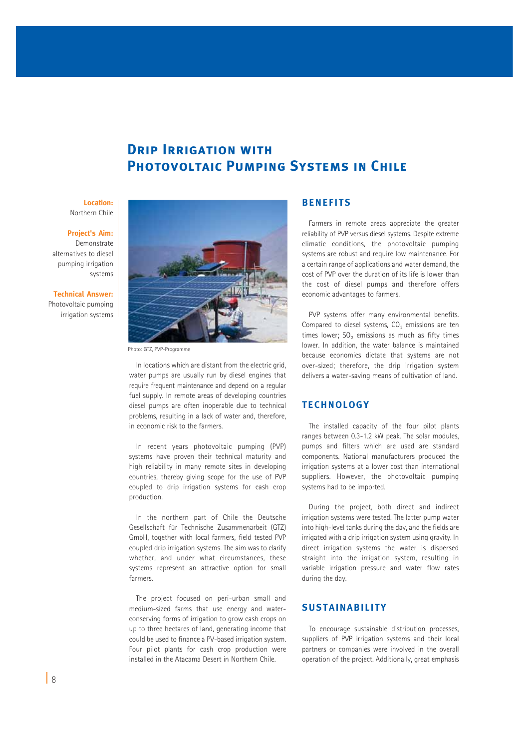# Drip Irrigation with Photovoltaic Pumping Systems in Chile

**Location:**
Northern Chile

**Project's Aim:**
Demonstrate alternatives to diesel pumping irrigation systems

**Technical Answer:**
Photovoltaic pumping irrigation systems

Photo: GTZ, PVP-Programme

In locations which are distant from the electric grid, water pumps are usually run by diesel engines that require frequent maintenance and depend on a regular fuel supply. In remote areas of developing countries diesel pumps are often inoperable due to technical problems, resulting in a lack of water and, therefore, in economic risk to the farmers.

In recent years photovoltaic pumping (PVP) systems have proven their technical maturity and high reliability in many remote sites in developing countries, thereby giving scope for the use of PVP coupled to drip irrigation systems for cash crop production.

In the northern part of Chile the Deutsche Gesellschaft für Technische Zusammenarbeit (GTZ) GmbH, together with local farmers, field tested PVP coupled drip irrigation systems. The aim was to clarify whether, and under what circumstances, these systems represent an attractive option for small farmers.

The project focused on peri-urban small and medium-sized farms that use energy and water-conserving forms of irrigation to grow cash crops on up to three hectares of land, generating income that could be used to finance a PV-based irrigation system. Four pilot plants for cash crop production were installed in the Atacama Desert in Northern Chile.

## Benefits

Farmers in remote areas appreciate the greater reliability of PVP versus diesel systems. Despite extreme climatic conditions, the photovoltaic pumping systems are robust and require low maintenance. For a certain range of applications and water demand, the cost of PVP over the duration of its life is lower than the cost of diesel pumps and therefore offers economic advantages to farmers.

PVP systems offer many environmental benefits. Compared to diesel systems, $CO_2$ emissions are ten times lower; $SO_2$ emissions as much as fifty times lower. In addition, the water balance is maintained because economics dictate that systems are not over-sized; therefore, the drip irrigation system delivers a water-saving means of cultivation of land.

## Technology

The installed capacity of the four pilot plants ranges between 0.3-1.2 kW peak. The solar modules, pumps and filters which are used are standard components. National manufacturers produced the irrigation systems at a lower cost than international suppliers. However, the photovoltaic pumping systems had to be imported.

During the project, both direct and indirect irrigation systems were tested. The latter pump water into high-level tanks during the day, and the fields are irrigated with a drip irrigation system using gravity. In direct irrigation systems the water is dispersed straight into the irrigation system, resulting in variable irrigation pressure and water flow rates during the day.

## Sustainability

To encourage sustainable distribution processes, suppliers of PVP irrigation systems and their local partners or companies were involved in the overall operation of the project. Additionally, great emphasis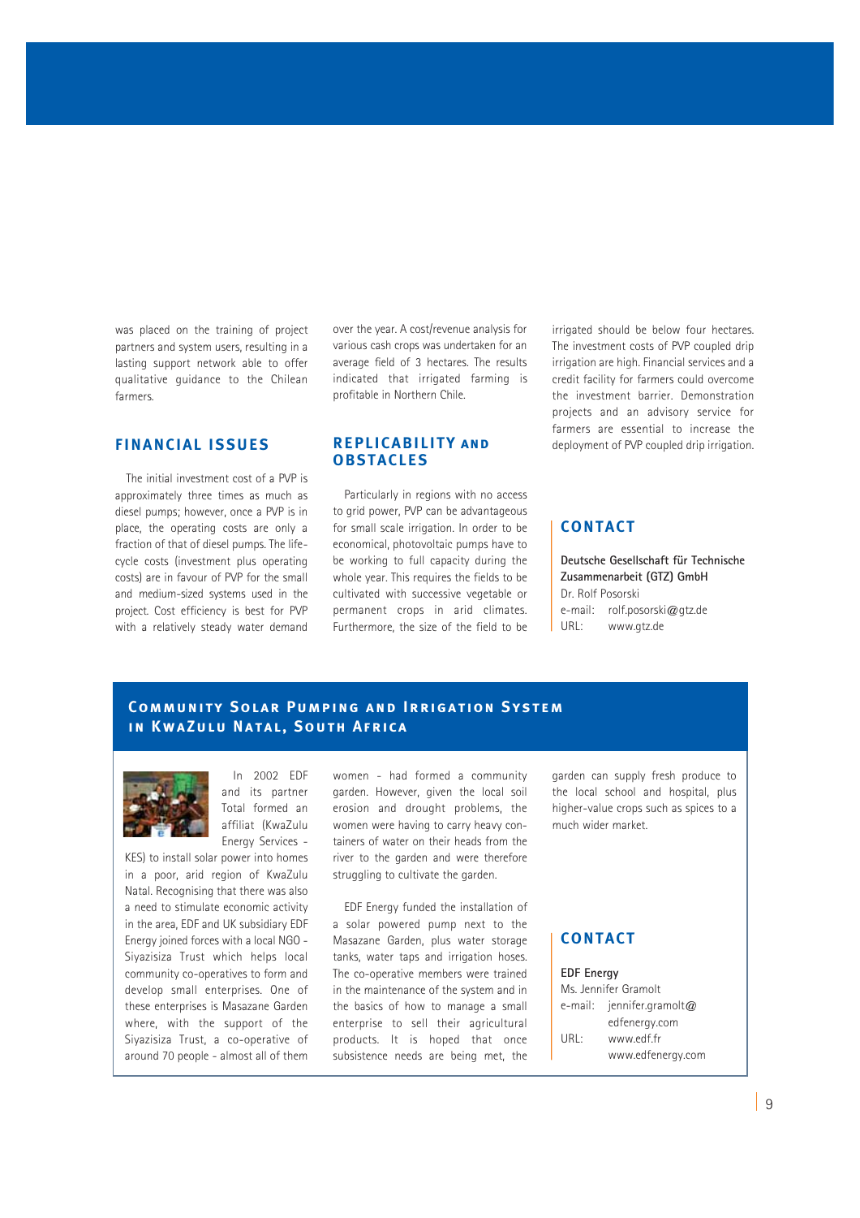was placed on the training of project partners and system users, resulting in a lasting support network able to offer qualitative guidance to the Chilean farmers.

## FINANCIAL ISSUES

The initial investment cost of a PVP is approximately three times as much as diesel pumps; however, once a PVP is in place, the operating costs are only a fraction of that of diesel pumps. The life-cycle costs (investment plus operating costs) are in favour of PVP for the small and medium-sized systems used in the project. Cost efficiency is best for PVP with a relatively steady water demand over the year. A cost/revenue analysis for various cash crops was undertaken for an average field of 3 hectares. The results indicated that irrigated farming is profitable in Northern Chile.

## REPLICABILITY AND OBSTACLES

Particularly in regions with no access to grid power, PVP can be advantageous for small scale irrigation. In order to be economical, photovoltaic pumps have to be working to full capacity during the whole year. This requires the fields to be cultivated with successive vegetable or permanent crops in arid climates. Furthermore, the size of the field to be irrigated should be below four hectares. The investment costs of PVP coupled drip irrigation are high. Financial services and a credit facility for farmers could overcome the investment barrier. Demonstration projects and an advisory service for farmers are essential to increase the deployment of PVP coupled drip irrigation.

## CONTACT

**Deutsche Gesellschaft für Technische Zusammenarbeit (GTZ) GmbH**
Dr. Rolf Posorski
e-mail: rolf.posorski@gtz.de
URL: www.gtz.de

# Community Solar Pumping and Irrigation System in KwaZulu Natal, South Africa

In 2002 EDF and its partner Total formed an affiliat (KwaZulu Energy Services - KES) to install solar power into homes in a poor, arid region of KwaZulu Natal. Recognising that there was also a need to stimulate economic activity in the area, EDF and UK subsidiary EDF Energy joined forces with a local NGO - Siyazisiza Trust which helps local community co-operatives to form and develop small enterprises. One of these enterprises is Masazane Garden where, with the support of the Siyazisiza Trust, a co-operative of around 70 people - almost all of them women - had formed a community garden. However, given the local soil erosion and drought problems, the women were having to carry heavy containers of water on their heads from the river to the garden and were therefore struggling to cultivate the garden.

EDF Energy funded the installation of a solar powered pump next to the Masazane Garden, plus water storage tanks, water taps and irrigation hoses. The co-operative members were trained in the maintenance of the system and in the basics of how to manage a small enterprise to sell their agricultural products. It is hoped that once subsistence needs are being met, the garden can supply fresh produce to the local school and hospital, plus higher-value crops such as spices to a much wider market.

## CONTACT

**EDF Energy**
Ms. Jennifer Gramolt
e-mail: jennifer.gramolt@edfenergy.com
URL: www.edf.fr
www.edfenergy.com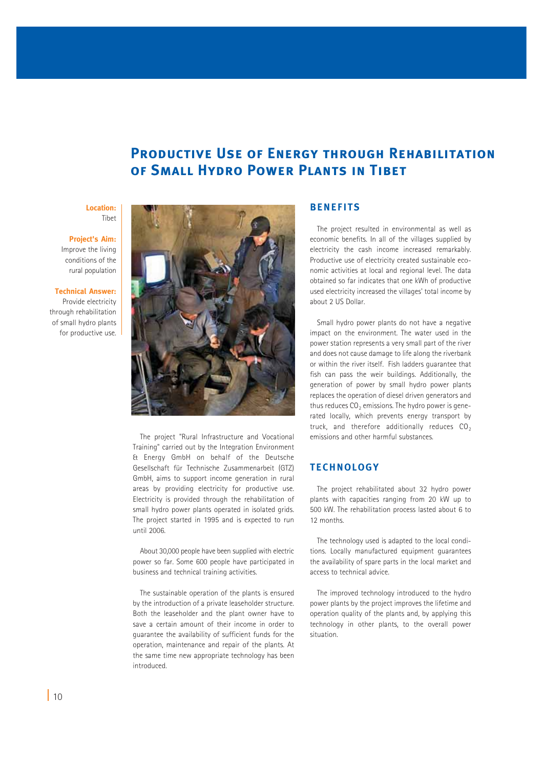# Productive Use of Energy through Rehabilitation of Small Hydro Power Plants in Tibet

**Location:**
Tibet

**Project's Aim:**
Improve the living conditions of the rural population

**Technical Answer:**
Provide electricity through rehabilitation of small hydro power plants for productive use.

The project "Rural Infrastructure and Vocational Training" carried out by the Integration Environment & Energy GmbH on behalf of the Deutsche Gesellschaft für Technische Zusammenarbeit (GTZ) GmbH, aims to support income generation in rural areas by providing electricity for productive use. Electricity is provided through the rehabilitation of small hydro power plants operated in isolated grids. The project started in 1995 and is expected to run until 2006.

About 30,000 people have been supplied with electric power so far. Some 600 people have participated in business and technical training activities.

The sustainable operation of the plants is ensured by the introduction of a private leaseholder structure. Both the leaseholder and the plant owner have to save a certain amount of their income in order to guarantee the availability of sufficient funds for the operation, maintenance and repair of the plants. At the same time new appropriate technology has been introduced.

## Benefits

The project resulted in environmental as well as economic benefits. In all of the villages supplied by electricity the cash income increased remarkably. Productive use of electricity created sustainable economic activities at local and regional level. The data obtained so far indicates that one kWh of productive used electricity increased the villages' total income by about 2 US Dollar.

Small hydro power plants do not have a negative impact on the environment. The water used in the power station represents a very small part of the river and does not cause damage to life along the riverbank or within the river itself. Fish ladders guarantee that fish can pass the weir buildings. Additionally, the generation of power by small hydro power plants replaces the operation of diesel driven generators and thus reduces $CO_2$ emissions. The hydro power is generated locally, which prevents energy transport by truck, and therefore additionally reduces $CO_2$ emissions and other harmful substances.

## Technology

The project rehabilitated about 32 hydro power plants with capacities ranging from 20 kW up to 500 kW. The rehabilitation process lasted about 6 to 12 months.

The technology used is adapted to the local conditions. Locally manufactured equipment guarantees the availability of spare parts in the local market and access to technical advice.

The improved technology introduced to the hydro power plants by the project improves the lifetime and operation quality of the plants and, by applying this technology in other plants, to the overall power situation.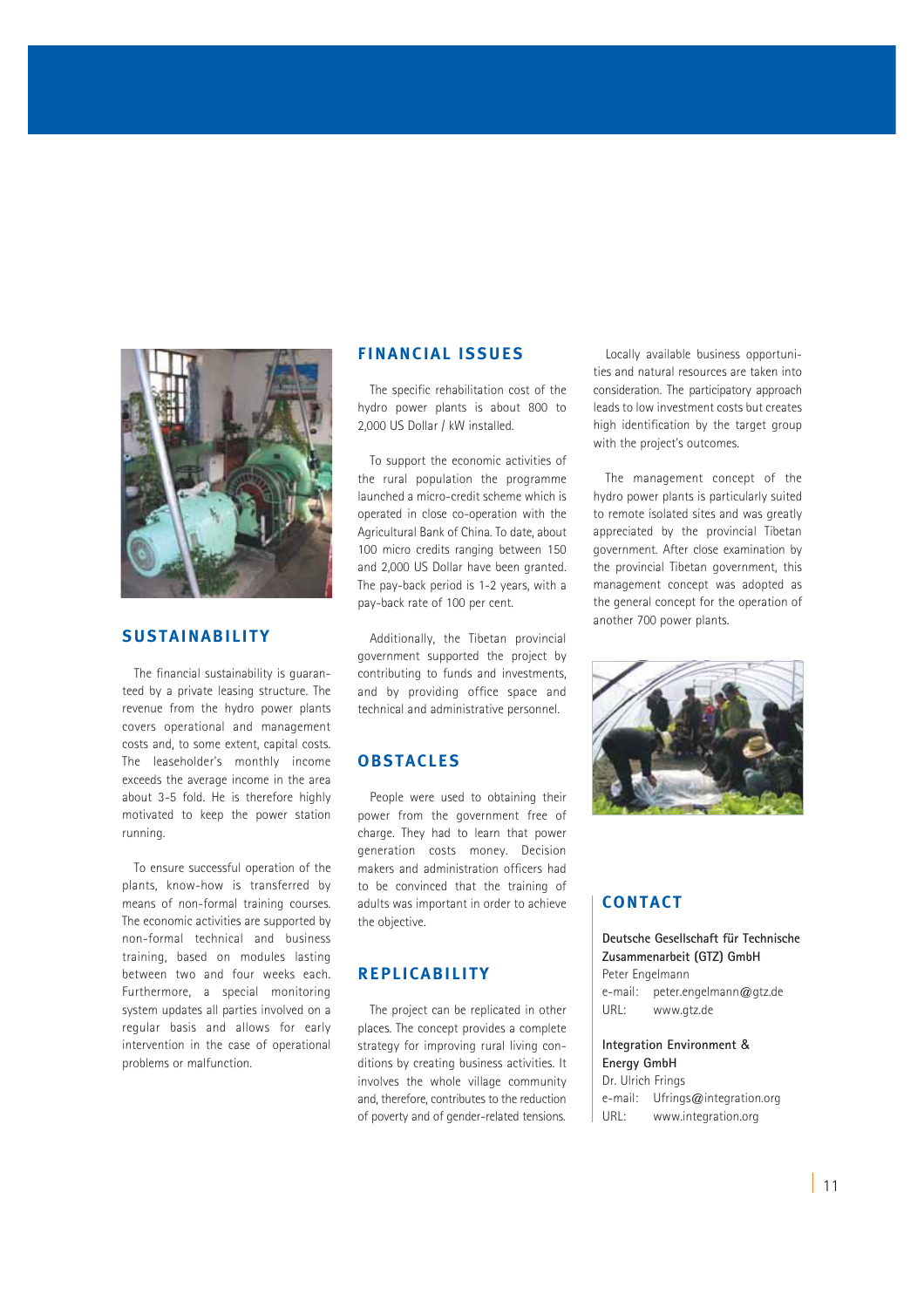## SUSTAINABILITY

The financial sustainability is guaranteed by a private leasing structure. The revenue from the hydro power plants covers operational and management costs and, to some extent, capital costs. The leaseholder's monthly income exceeds the average income in the area about 3-5 fold. He is therefore highly motivated to keep the power station running.

To ensure successful operation of the plants, know-how is transferred by means of non-formal training courses. The economic activities are supported by non-formal technical and business training, based on modules lasting between two and four weeks each. Furthermore, a special monitoring system updates all parties involved on a regular basis and allows for early intervention in the case of operational problems or malfunction.

## FINANCIAL ISSUES

The specific rehabilitation cost of the hydro power plants is about 800 to 2,000 US Dollar / kW installed.

To support the economic activities of the rural population the programme launched a micro-credit scheme which is operated in close co-operation with the Agricultural Bank of China. To date, about 100 micro credits ranging between 150 and 2,000 US Dollar have been granted. The pay-back period is 1-2 years, with a pay-back rate of 100 per cent.

Additionally, the Tibetan provincial government supported the project by contributing to funds and investments, and by providing office space and technical and administrative personnel.

## OBSTACLES

People were used to obtaining their power from the government free of charge. They had to learn that power generation costs money. Decision makers and administration officers had to be convinced that the training of adults was important in order to achieve the objective.

## REPLICABILITY

The project can be replicated in other places. The concept provides a complete strategy for improving rural living conditions by creating business activities. It involves the whole village community and, therefore, contributes to the reduction of poverty and of gender-related tensions.

Locally available business opportunities and natural resources are taken into consideration. The participatory approach leads to low investment costs but creates high identification by the target group with the project's outcomes.

The management concept of the hydro power plants is particularly suited to remote isolated sites and was greatly appreciated by the provincial Tibetan government. After close examination by the provincial Tibetan government, this management concept was adopted as the general concept for the operation of another 700 power plants.

## CONTACT

**Deutsche Gesellschaft für Technische Zusammenarbeit (GTZ) GmbH**
Peter Engelmann
e-mail: peter.engelmann@gtz.de
URL: www.gtz.de

**Integration Environment & Energy GmbH**
Dr. Ulrich Frings
e-mail: Ufrings@integration.org
URL: www.integration.org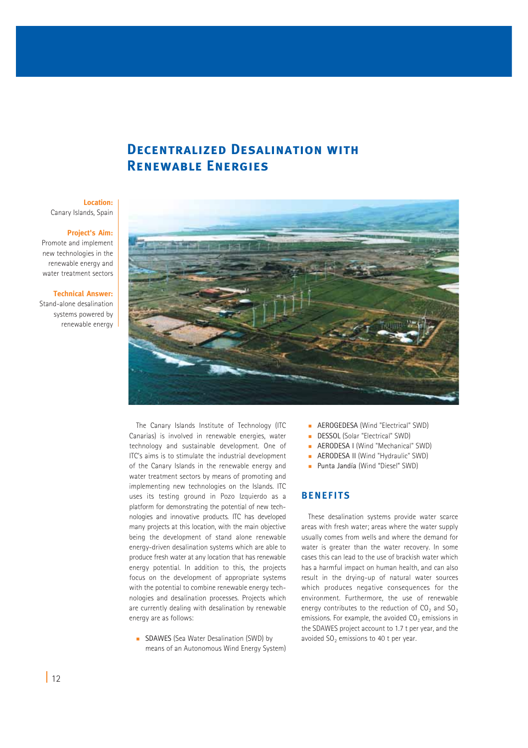# Decentralized Desalination with Renewable Energies

**Location:**
Canary Islands, Spain

**Project's Aim:**
Promote and implement new technologies in the renewable energy and water treatment sectors

**Technical Answer:**
Stand-alone desalination systems powered by renewable energy

The Canary Islands Institute of Technology (ITC Canarias) is involved in renewable energies, water technology and sustainable development. One of ITC's aims is to stimulate the industrial development of the Canary Islands in the renewable energy and water treatment sectors by means of promoting and implementing new technologies on the Islands. ITC uses its testing ground in Pozo Izquierdo as a platform for demonstrating the potential of new technologies and innovative products. ITC has developed many projects at this location, with the main objective being the development of stand alone renewable energy-driven desalination systems which are able to produce fresh water at any location that has renewable energy potential. In addition to this, the projects focus on the development of appropriate systems with the potential to combine renewable energy technologies and desalination processes. Projects which are currently dealing with desalination by renewable energy are as follows:

- SDAWES (Sea Water Desalination (SWD) by means of an Autonomous Wind Energy System)
- AEROGEDESA (Wind "Electrical" SWD)
- DESSOL (Solar "Electrical" SWD)
- AERODESA I (Wind "Mechanical" SWD)
- AERODESA II (Wind "Hydraulic" SWD)
- Punta Jandía (Wind "Diesel" SWD)

## Benefits

These desalination systems provide water scarce areas with fresh water; areas where the water supply usually comes from wells and where the demand for water is greater than the water recovery. In some cases this can lead to the use of brackish water which has a harmful impact on human health, and can also result in the drying-up of natural water sources which produces negative consequences for the environment. Furthermore, the use of renewable energy contributes to the reduction of $CO_2$ and $SO_2$ emissions. For example, the avoided $CO_2$ emissions in the SDAWES project account to 1.7 t per year, and the avoided $SO_2$ emissions to 40 t per year.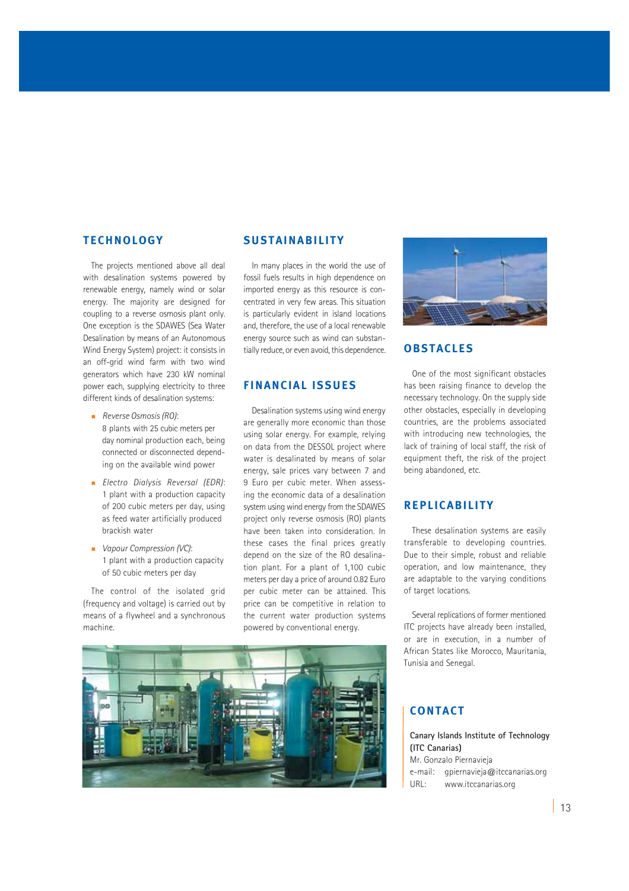## TECHNOLOGY

The projects mentioned above all deal with desalination systems powered by renewable energy, namely wind or solar energy. The majority are designed for coupling to a reverse osmosis plant only. One exception is the SDAWES (Sea Water Desalination by means of an Autonomous Wind Energy System) project: it consists in an off-grid wind farm with two wind generators which have 230 kW nominal power each, supplying electricity to three different kinds of desalination systems:

- *Reverse Osmosis (RO)*: 8 plants with 25 cubic meters per day nominal production each, being connected or disconnected depending on the available wind power
- *Electro Dialysis Reversal (EDR)*: 1 plant with a production capacity of 200 cubic meters per day, using as feed water artificially produced brackish water
- *Vapour Compression (VC)*: 1 plant with a production capacity of 50 cubic meters per day

The control of the isolated grid (frequency and voltage) is carried out by means of a flywheel and a synchronous machine.

## SUSTAINABILITY

In many places in the world the use of fossil fuels results in high dependence on imported energy as this resource is concentrated in very few areas. This situation is particularly evident in island locations and, therefore, the use of a local renewable energy source such as wind can substantially reduce, or even avoid, this dependence.

## FINANCIAL ISSUES

Desalination systems using wind energy are generally more economic than those using solar energy. For example, relying on data from the DESSOL project where water is desalinated by means of solar energy, sale prices vary between 7 and 9 Euro per cubic meter. When assessing the economic data of a desalination system using wind energy from the SDAWES project only reverse osmosis (RO) plants have been taken into consideration. In these cases the final prices greatly depend on the size of the RO desalination plant. For a plant of 1,100 cubic meters per day a price of around 0.82 Euro per cubic meter can be attained. This price can be competitive in relation to the current water production systems powered by conventional energy.

## OBSTACLES

One of the most significant obstacles has been raising finance to develop the necessary technology. On the supply side other obstacles, especially in developing countries, are the problems associated with introducing new technologies, the lack of training of local staff, the risk of equipment theft, the risk of the project being abandoned, etc.

## REPLICABILITY

These desalination systems are easily transferable to developing countries. Due to their simple, robust and reliable operation, and low maintenance, they are adaptable to the varying conditions of target locations.

Several replications of former mentioned ITC projects have already been installed, or are in execution, in a number of African States like Morocco, Mauritania, Tunisia and Senegal.

## CONTACT

**Canary Islands Institute of Technology (ITC Canarias)**
Mr. Gonzalo Piernavieja
e-mail: gpiernavieja@itccanarias.org
URL: www.itccanarias.org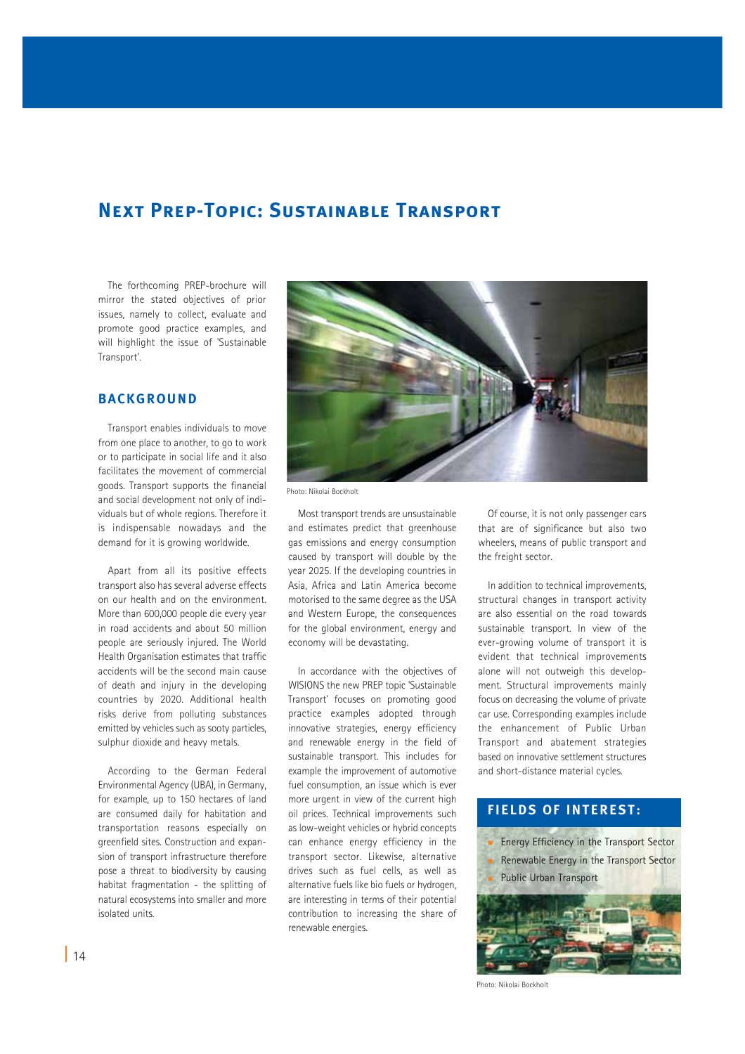# Next Prep-Topic: Sustainable Transport

The forthcoming PREP-brochure will mirror the stated objectives of prior issues, namely to collect, evaluate and promote good practice examples, and will highlight the issue of 'Sustainable Transport'.

## BACKGROUND

Transport enables individuals to move from one place to another, to go to work or to participate in social life and it also facilitates the movement of commercial goods. Transport supports the financial and social development not only of individuals but of whole regions. Therefore it is indispensable nowadays and the demand for it is growing worldwide.

Apart from all its positive effects transport also has several adverse effects on our health and on the environment. More than 600,000 people die every year in road accidents and about 50 million people are seriously injured. The World Health Organisation estimates that traffic accidents will be the second main cause of death and injury in the developing countries by 2020. Additional health risks derive from polluting substances emitted by vehicles such as sooty particles, sulphur dioxide and heavy metals.

According to the German Federal Environmental Agency (UBA), in Germany, for example, up to 150 hectares of land are consumed daily for habitation and transportation reasons especially on greenfield sites. Construction and expansion of transport infrastructure therefore pose a threat to biodiversity by causing habitat fragmentation - the splitting of natural ecosystems into smaller and more isolated units.

Photo: Nikolai Bockholt

Most transport trends are unsustainable and estimates predict that greenhouse gas emissions and energy consumption caused by transport will double by the year 2025. If the developing countries in Asia, Africa and Latin America become motorised to the same degree as the USA and Western Europe, the consequences for the global environment, energy and economy will be devastating.

In accordance with the objectives of WISIONS the new PREP topic 'Sustainable Transport' focuses on promoting good practice examples adopted through innovative strategies, energy efficiency and renewable energy in the field of sustainable transport. This includes for example the improvement of automotive fuel consumption, an issue which is ever more urgent in view of the current high oil prices. Technical improvements such as low-weight vehicles or hybrid concepts can enhance energy efficiency in the transport sector. Likewise, alternative drives such as fuel cells, as well as alternative fuels like bio fuels or hydrogen, are interesting in terms of their potential contribution to increasing the share of renewable energies.

Of course, it is not only passenger cars that are of significance but also two wheelers, means of public transport and the freight sector.

In addition to technical improvements, structural changes in transport activity are also essential on the road towards sustainable transport. In view of the ever-growing volume of transport it is evident that technical improvements alone will not outweigh this development. Structural improvements mainly focus on decreasing the volume of private car use. Corresponding examples include the enhancement of Public Urban Transport and abatement strategies based on innovative settlement structures and short-distance material cycles.

## FIELDS OF INTEREST:

- Energy Efficiency in the Transport Sector
- Renewable Energy in the Transport Sector
- Public Urban Transport

Photo: Nikolai Bockholt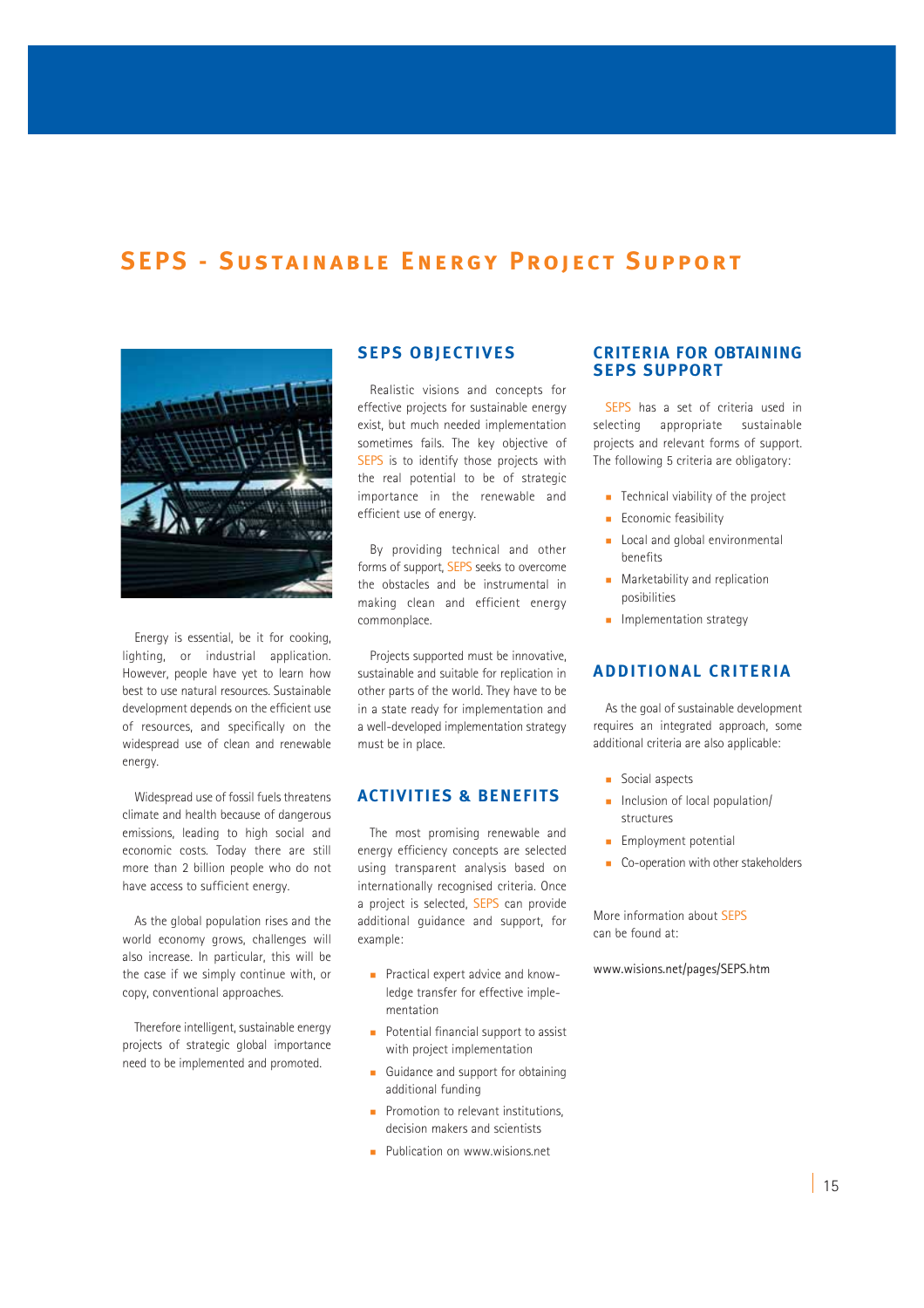# SEPS - Sustainable Energy Project Support

Energy is essential, be it for cooking, lighting, or industrial application. However, people have yet to learn how best to use natural resources. Sustainable development depends on the efficient use of resources, and specifically on the widespread use of clean and renewable energy.

Widespread use of fossil fuels threatens climate and health because of dangerous emissions, leading to high social and economic costs. Today there are still more than 2 billion people who do not have access to sufficient energy.

As the global population rises and the world economy grows, challenges will also increase. In particular, this will be the case if we simply continue with, or copy, conventional approaches.

Therefore intelligent, sustainable energy projects of strategic global importance need to be implemented and promoted.

## SEPS Objectives

Realistic visions and concepts for effective projects for sustainable energy exist, but much needed implementation sometimes fails. The key objective of SEPS is to identify those projects with the real potential to be of strategic importance in the renewable and efficient use of energy.

By providing technical and other forms of support, SEPS seeks to overcome the obstacles and be instrumental in making clean and efficient energy commonplace.

Projects supported must be innovative, sustainable and suitable for replication in other parts of the world. They have to be in a state ready for implementation and a well-developed implementation strategy must be in place.

## Activities & Benefits

The most promising renewable and energy efficiency concepts are selected using transparent analysis based on internationally recognised criteria. Once a project is selected, SEPS can provide additional guidance and support, for example:

- Practical expert advice and knowledge transfer for effective implementation
- Potential financial support to assist with project implementation
- Guidance and support for obtaining additional funding
- Promotion to relevant institutions, decision makers and scientists
- Publication on www.wisions.net

## Criteria for Obtaining SEPS Support

SEPS has a set of criteria used in selecting appropriate sustainable projects and relevant forms of support. The following 5 criteria are obligatory:

- Technical viability of the project
- Economic feasibility
- Local and global environmental benefits
- Marketability and replication posibilities
- Implementation strategy

## Additional Criteria

As the goal of sustainable development requires an integrated approach, some additional criteria are also applicable:

- Social aspects
- Inclusion of local population/ structures
- Employment potential
- Co-operation with other stakeholders

More information about SEPS can be found at:

www.wisions.net/pages/SEPS.htm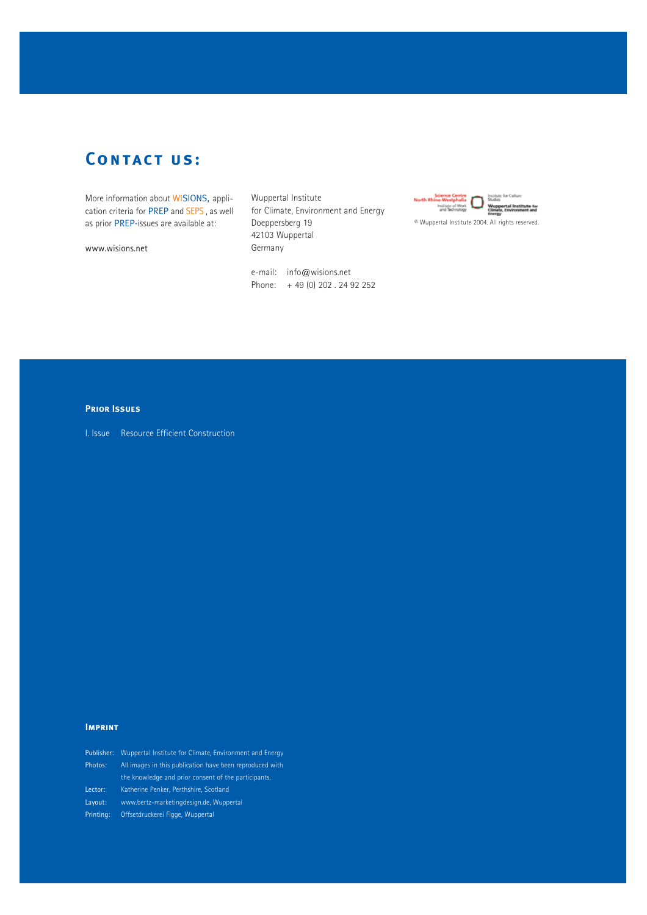## Contact us:

More information about WISIONS, application criteria for PREP and SEPS, as well as prior PREP-issues are available at:

www.wisions.net

Wuppertal Institute
for Climate, Environment and Energy
Doeppersberg 19
42103 Wuppertal
Germany

e-mail: info@wisions.net
Phone: + 49 (0) 202 . 24 92 252

© Wuppertal Institute 2004. All rights reserved.

### Prior Issues

I. Issue Resource Efficient Construction

### Imprint

Publisher: Wuppertal Institute for Climate, Environment and Energy
Photos: All images in this publication have been reproduced with the knowledge and prior consent of the participants.
Lector: Katherine Penker, Perthshire, Scotland
Layout: www.bertz-marketingdesign.de, Wuppertal
Printing: Offsetdruckerei Figge, Wuppertal